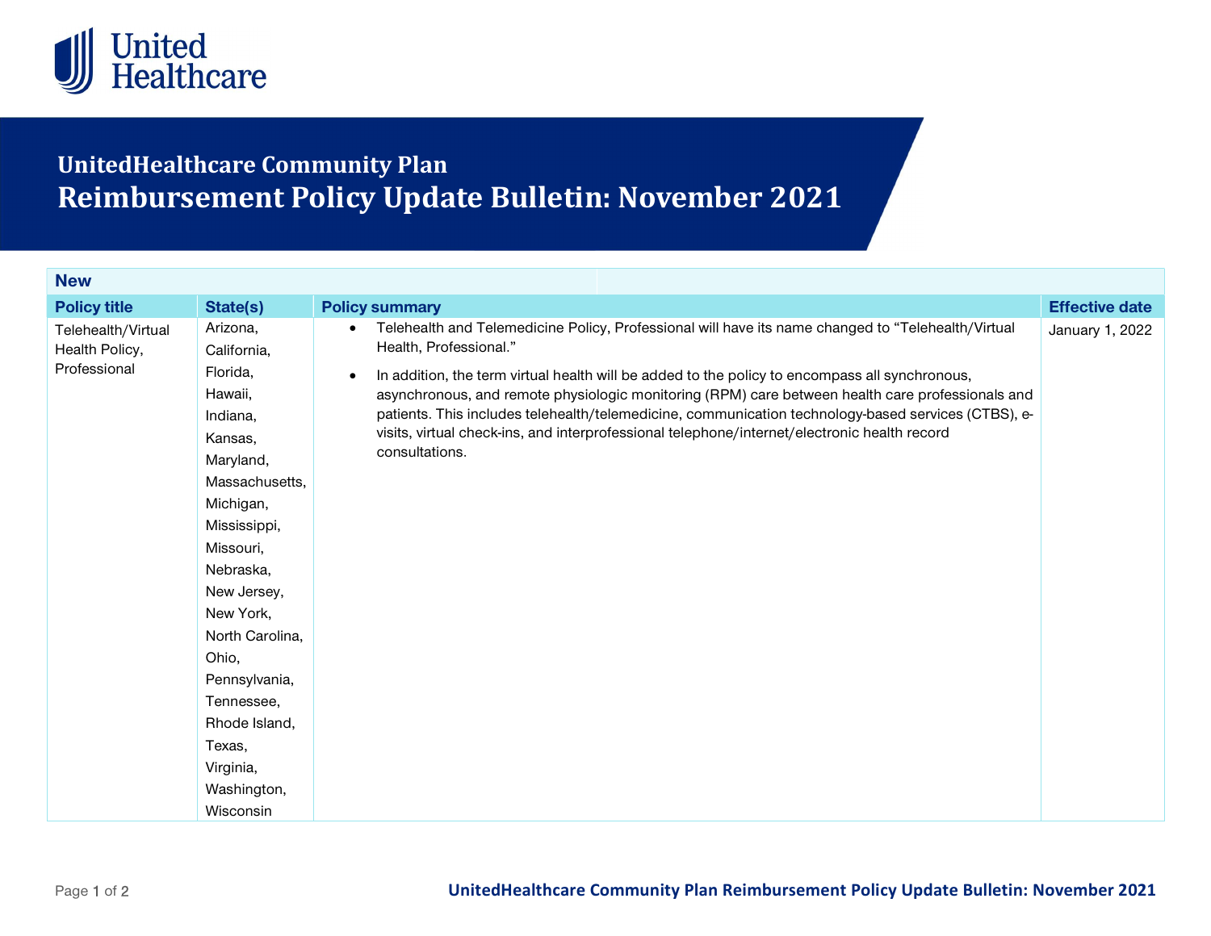UnitedHealthcare

## UnitedHealthcare Community Plan

# Reimbursement Policy Update Bulletin: November 2021

| New | | | |
|---|---|---|---|
| **Policy title** | **State(s)** | **Policy summary** | **Effective date** |
| Telehealth/Virtual Health Policy, Professional | Arizona, California, Florida, Hawaii, Indiana, Kansas, Maryland, Massachusetts, Michigan, Mississippi, Missouri, Nebraska, New Jersey, New York, North Carolina, Ohio, Pennsylvania, Tennessee, Rhode Island, Texas, Virginia, Washington, Wisconsin | • Telehealth and Telemedicine Policy, Professional will have its name changed to "Telehealth/Virtual Health, Professional."<br>• In addition, the term virtual health will be added to the policy to encompass all synchronous, asynchronous, and remote physiologic monitoring (RPM) care between health care professionals and patients. This includes telehealth/telemedicine, communication technology-based services (CTBS), e-visits, virtual check-ins, and interprofessional telephone/internet/electronic health record consultations. | January 1, 2022 |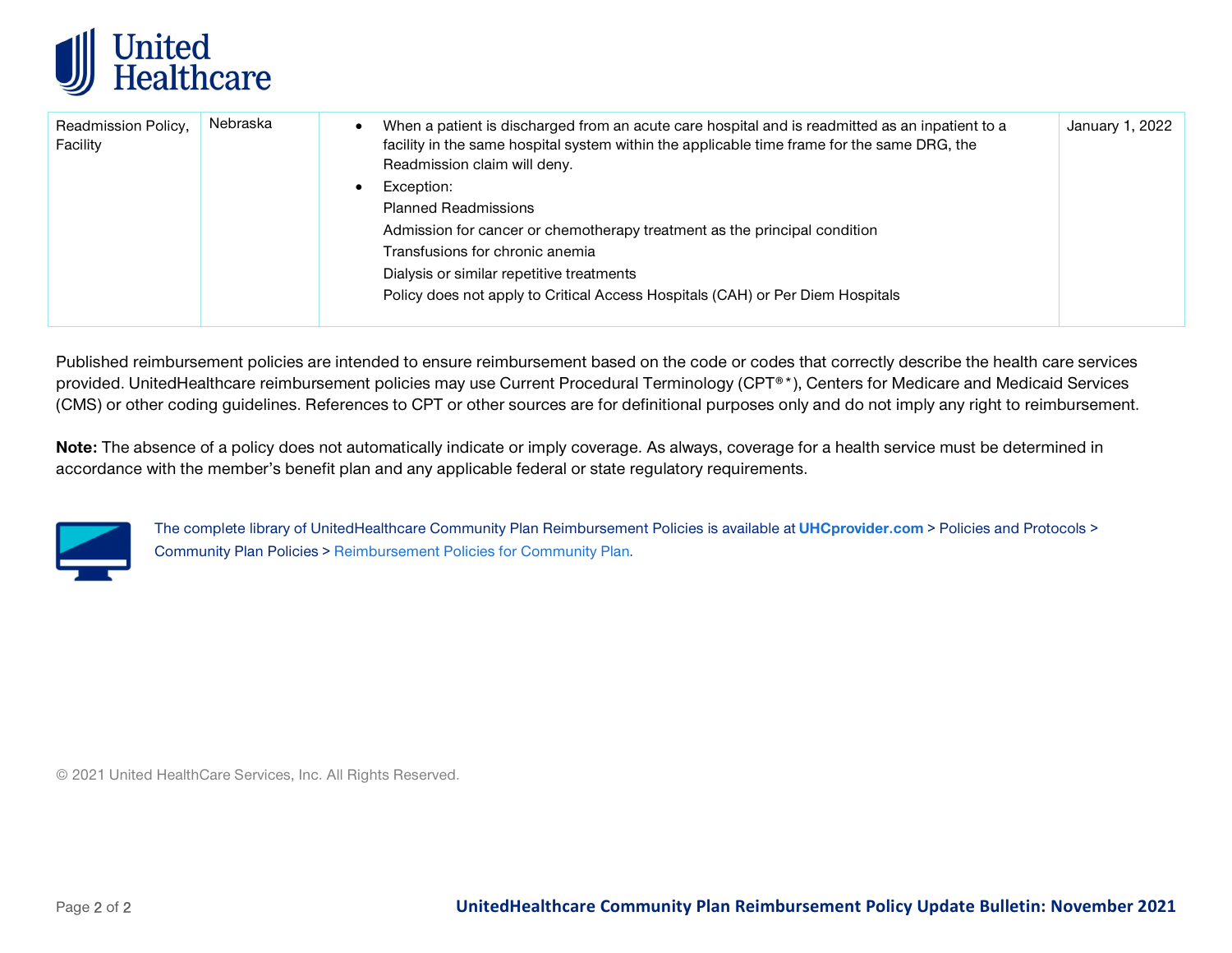| | | | |
|---|---|---|---|
| Readmission Policy, Facility | Nebraska | • When a patient is discharged from an acute care hospital and is readmitted as an inpatient to a facility in the same hospital system within the applicable time frame for the same DRG, the Readmission claim will deny.<br>• Exception:<br>Planned Readmissions<br>Admission for cancer or chemotherapy treatment as the principal condition<br>Transfusions for chronic anemia<br>Dialysis or similar repetitive treatments<br>Policy does not apply to Critical Access Hospitals (CAH) or Per Diem Hospitals | January 1, 2022 |

Published reimbursement policies are intended to ensure reimbursement based on the code or codes that correctly describe the health care services provided. UnitedHealthcare reimbursement policies may use Current Procedural Terminology (CPT®*), Centers for Medicare and Medicaid Services (CMS) or other coding guidelines. References to CPT or other sources are for definitional purposes only and do not imply any right to reimbursement.

**Note:** The absence of a policy does not automatically indicate or imply coverage. As always, coverage for a health service must be determined in accordance with the member's benefit plan and any applicable federal or state regulatory requirements.

The complete library of UnitedHealthcare Community Plan Reimbursement Policies is available at **UHCprovider.com** > Policies and Protocols > Community Plan Policies > Reimbursement Policies for Community Plan.

© 2021 United HealthCare Services, Inc. All Rights Reserved.